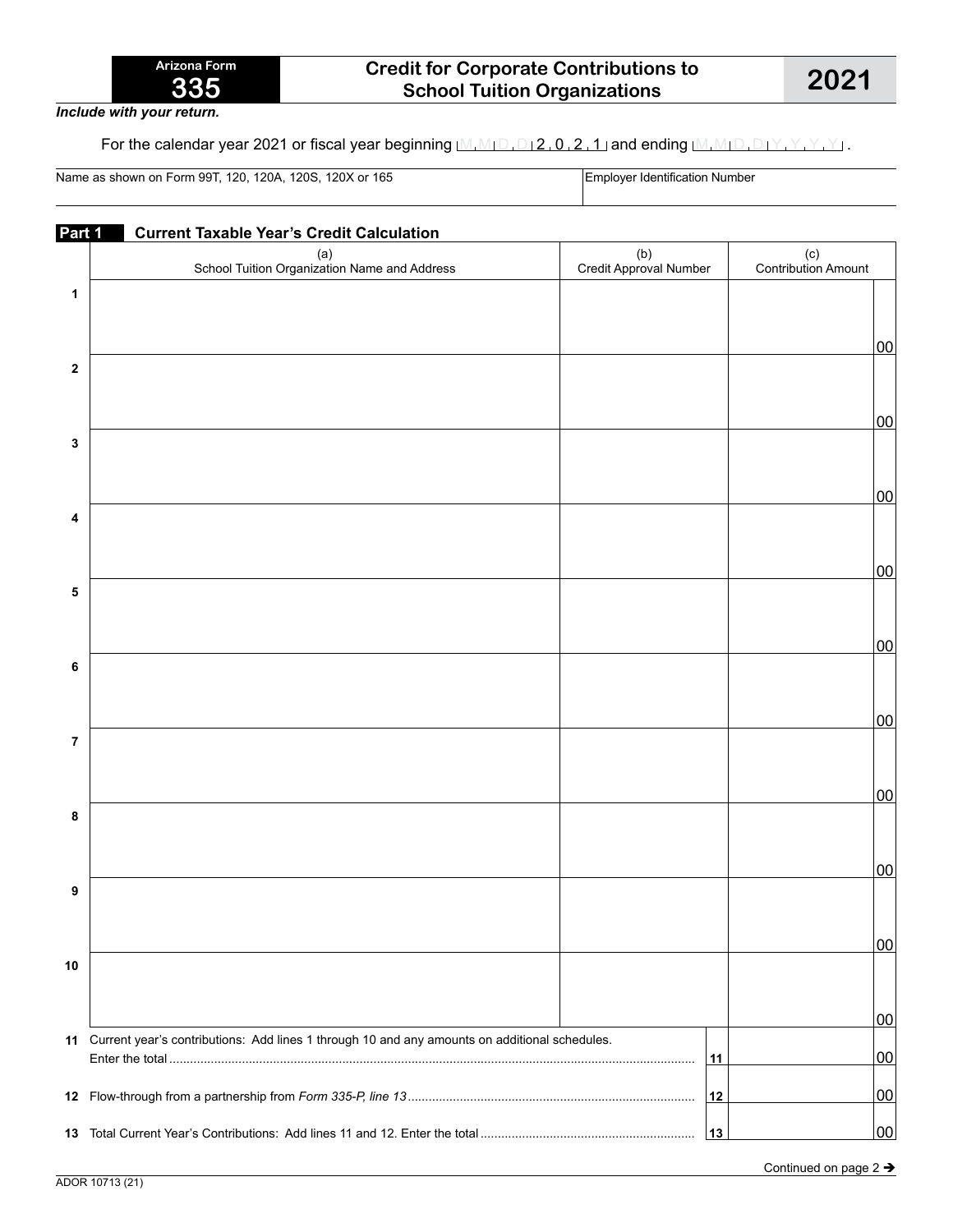Arizona Form **335**

# Credit for Corporate Contributions to School Tuition Organizations

**2021**

*Include with your return.*

For the calendar year 2021 or fiscal year beginning M M D D 2 0 2 1 and ending M M D D Y Y Y Y .

| Name as shown on Form 99T, 120, 120A, 120S, 120X or 165 | Employer Identification Number |
|---|---|
| | |

## Part 1 Current Taxable Year's Credit Calculation

| | (a) School Tuition Organization Name and Address | (b) Credit Approval Number | (c) Contribution Amount |
|---|---|---|---|
| 1 | | | 00 |
| 2 | | | 00 |
| 3 | | | 00 |
| 4 | | | 00 |
| 5 | | | 00 |
| 6 | | | 00 |
| 7 | | | 00 |
| 8 | | | 00 |
| 9 | | | 00 |
| 10 | | | 00 |

| | | | |
|---|---|---|---|
| 11 | Current year's contributions: Add lines 1 through 10 and any amounts on additional schedules. Enter the total | 11 | 00 |
| 12 | Flow-through from a partnership from *Form 335-P, line 13* | 12 | 00 |
| 13 | Total Current Year's Contributions: Add lines 11 and 12. Enter the total | 13 | 00 |

Continued on page 2 ➔

ADOR 10713 (21)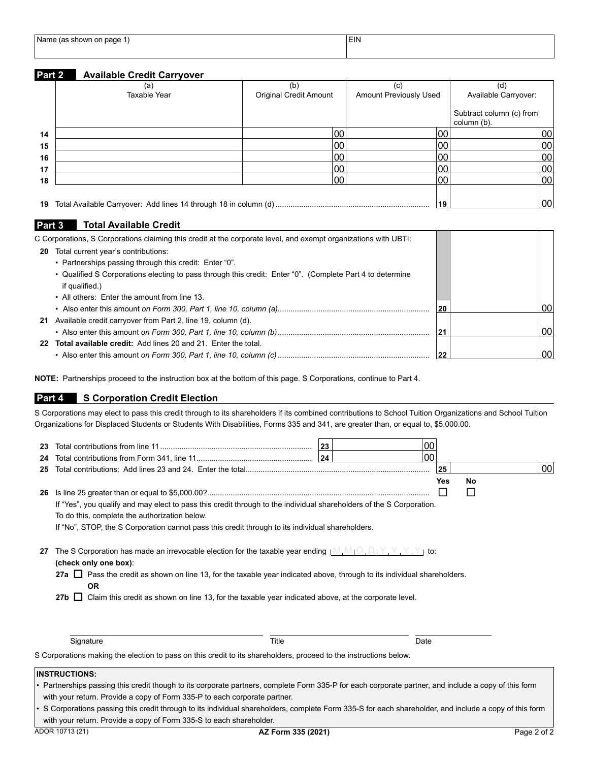| Name (as shown on page 1) | EIN |
|---|---|
| | |

## Part 2 Available Credit Carryover

| | (a) Taxable Year | (b) Original Credit Amount | (c) Amount Previously Used | (d) Available Carryover: Subtract column (c) from column (b). |
|---|---|---|---|---|
| 14 | | 00 | 00 | 00 |
| 15 | | 00 | 00 | 00 |
| 16 | | 00 | 00 | 00 |
| 17 | | 00 | 00 | 00 |
| 18 | | 00 | 00 | 00 |

19 Total Available Carryover: Add lines 14 through 18 in column (d) ....... 19 | 00

## Part 3 Total Available Credit

C Corporations, S Corporations claiming this credit at the corporate level, and exempt organizations with UBTI:

**20** Total current year's contributions:
- Partnerships passing through this credit: Enter "0".
- Qualified S Corporations electing to pass through this credit: Enter "0". (Complete Part 4 to determine if qualified.)
- All others: Enter the amount from line 13.
- Also enter this amount *on Form 300, Part 1, line 10, column (a)*....... 20 | 00

**21** Available credit carryover from Part 2, line 19, column (d).
- Also enter this amount *on Form 300, Part 1, line 10, column (b)*....... 21 | 00

**22** **Total available credit:** Add lines 20 and 21. Enter the total.
- Also enter this amount *on Form 300, Part 1, line 10, column (c)*....... 22 | 00

**NOTE:** Partnerships proceed to the instruction box at the bottom of this page. S Corporations, continue to Part 4.

## Part 4 S Corporation Credit Election

S Corporations may elect to pass this credit through to its shareholders if its combined contributions to School Tuition Organizations and School Tuition Organizations for Displaced Students or Students With Disabilities, Forms 335 and 341, are greater than, or equal to, $5,000.00.

**23** Total contributions from line 11....... 23 | 00

**24** Total contributions from Form 341, line 11....... 24 | 00

**25** Total contributions: Add lines 23 and 24. Enter the total....... 25 | 00

**26** Is line 25 greater than or equal to $5,000.00?....... ☐ Yes ☐ No

If "Yes", you qualify and may elect to pass this credit through to the individual shareholders of the S Corporation. To do this, complete the authorization below.

If "No", STOP, the S Corporation cannot pass this credit through to its individual shareholders.

**27** The S Corporation has made an irrevocable election for the taxable year ending MMDDYYYY to:
**(check only one box)**:

**27a** ☐ Pass the credit as shown on line 13, for the taxable year indicated above, through to its individual shareholders.

**OR**

**27b** ☐ Claim this credit as shown on line 13, for the taxable year indicated above, at the corporate level.

Signature ______________________ Title ______________________ Date ______________

S Corporations making the election to pass on this credit to its shareholders, proceed to the instructions below.

**INSTRUCTIONS:**
- Partnerships passing this credit though to its corporate partners, complete Form 335-P for each corporate partner, and include a copy of this form with your return. Provide a copy of Form 335-P to each corporate partner.
- S Corporations passing this credit through to its individual shareholders, complete Form 335-S for each shareholder, and include a copy of this form with your return. Provide a copy of Form 335-S to each shareholder.

ADOR 10713 (21) **AZ Form 335 (2021)**